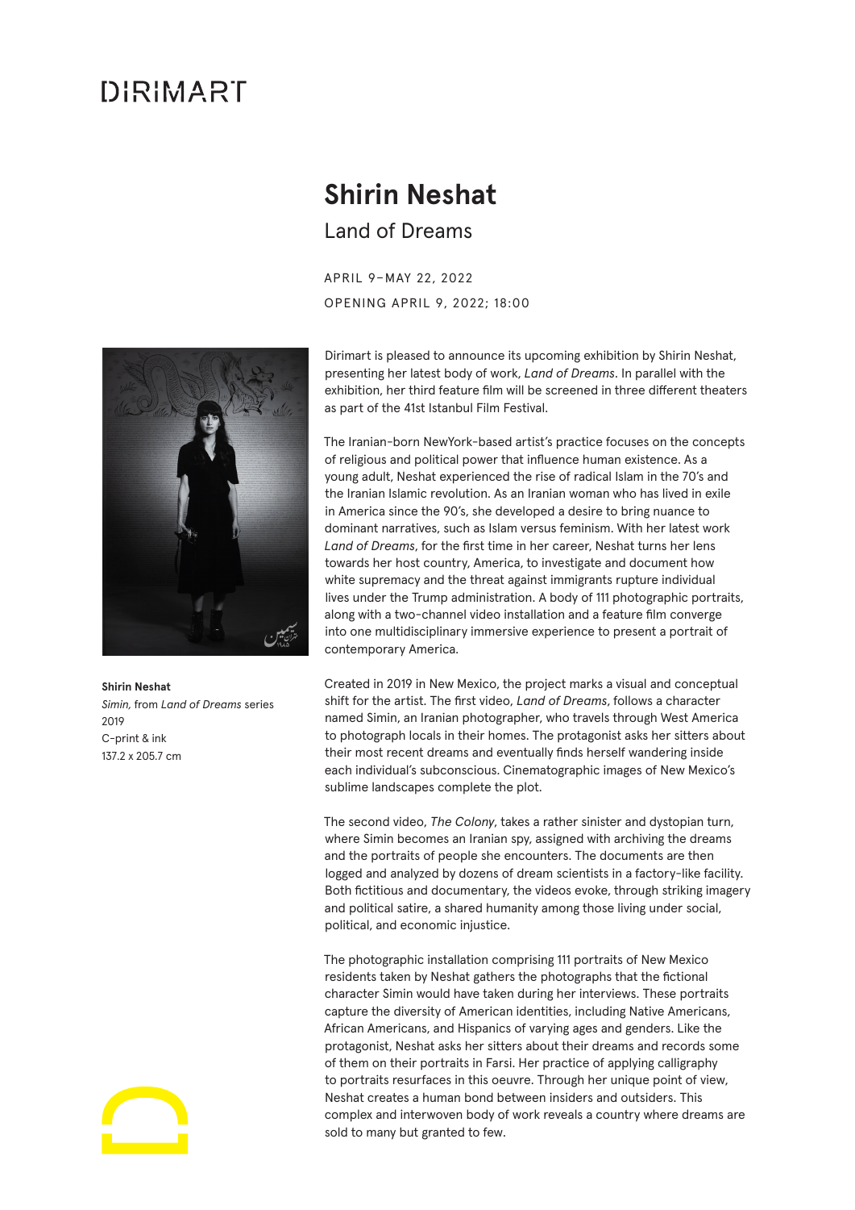DIRIMART

# Shirin Neshat

## Land of Dreams

APRIL 9–MAY 22, 2022

OPENING APRIL 9, 2022; 18:00

**Shirin Neshat**
*Simin,* from *Land of Dreams* series
2019
C-print & ink
137.2 x 205.7 cm

Dirimart is pleased to announce its upcoming exhibition by Shirin Neshat, presenting her latest body of work, *Land of Dreams*. In parallel with the exhibition, her third feature film will be screened in three different theaters as part of the 41st Istanbul Film Festival.

The Iranian-born NewYork-based artist's practice focuses on the concepts of religious and political power that influence human existence. As a young adult, Neshat experienced the rise of radical Islam in the 70's and the Iranian Islamic revolution. As an Iranian woman who has lived in exile in America since the 90's, she developed a desire to bring nuance to dominant narratives, such as Islam versus feminism. With her latest work *Land of Dreams*, for the first time in her career, Neshat turns her lens towards her host country, America, to investigate and document how white supremacy and the threat against immigrants rupture individual lives under the Trump administration. A body of 111 photographic portraits, along with a two-channel video installation and a feature film converge into one multidisciplinary immersive experience to present a portrait of contemporary America.

Created in 2019 in New Mexico, the project marks a visual and conceptual shift for the artist. The first video, *Land of Dreams*, follows a character named Simin, an Iranian photographer, who travels through West America to photograph locals in their homes. The protagonist asks her sitters about their most recent dreams and eventually finds herself wandering inside each individual's subconscious. Cinematographic images of New Mexico's sublime landscapes complete the plot.

The second video, *The Colony*, takes a rather sinister and dystopian turn, where Simin becomes an Iranian spy, assigned with archiving the dreams and the portraits of people she encounters. The documents are then logged and analyzed by dozens of dream scientists in a factory-like facility. Both fictitious and documentary, the videos evoke, through striking imagery and political satire, a shared humanity among those living under social, political, and economic injustice.

The photographic installation comprising 111 portraits of New Mexico residents taken by Neshat gathers the photographs that the fictional character Simin would have taken during her interviews. These portraits capture the diversity of American identities, including Native Americans, African Americans, and Hispanics of varying ages and genders. Like the protagonist, Neshat asks her sitters about their dreams and records some of them on their portraits in Farsi. Her practice of applying calligraphy to portraits resurfaces in this oeuvre. Through her unique point of view, Neshat creates a human bond between insiders and outsiders. This complex and interwoven body of work reveals a country where dreams are sold to many but granted to few.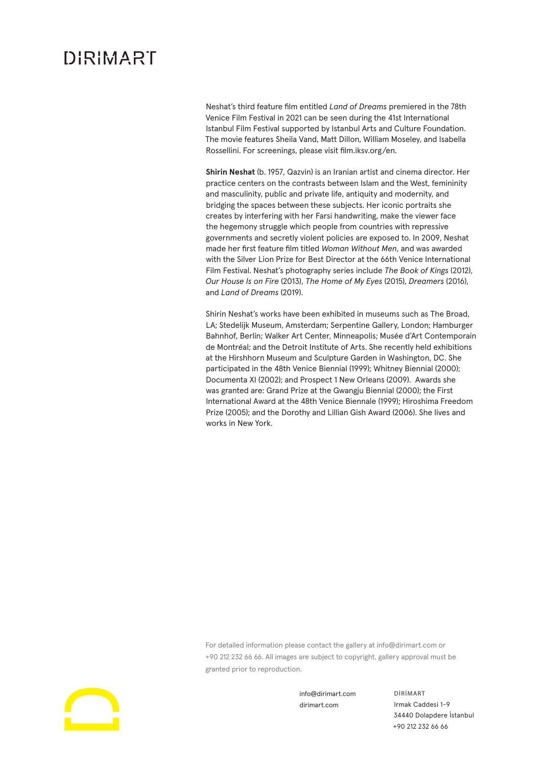Neshat's third feature film entitled *Land of Dreams* premiered in the 78th Venice Film Festival in 2021 can be seen during the 41st International Istanbul Film Festival supported by Istanbul Arts and Culture Foundation. The movie features Sheila Vand, Matt Dillon, William Moseley, and Isabella Rossellini. For screenings, please visit film.iksv.org/en.

**Shirin Neshat** (b. 1957, Qazvin) is an Iranian artist and cinema director. Her practice centers on the contrasts between Islam and the West, femininity and masculinity, public and private life, antiquity and modernity, and bridging the spaces between these subjects. Her iconic portraits she creates by interfering with her Farsi handwriting, make the viewer face the hegemony struggle which people from countries with repressive governments and secretly violent policies are exposed to. In 2009, Neshat made her first feature film titled *Woman Without Men*, and was awarded with the Silver Lion Prize for Best Director at the 66th Venice International Film Festival. Neshat's photography series include *The Book of Kings* (2012), *Our House Is on Fire* (2013), *The Home of My Eyes* (2015), *Dreamers* (2016), and *Land of Dreams* (2019).

Shirin Neshat's works have been exhibited in museums such as The Broad, LA; Stedelijk Museum, Amsterdam; Serpentine Gallery, London; Hamburger Bahnhof, Berlin; Walker Art Center, Minneapolis; Musée d'Art Contemporain de Montréal; and the Detroit Institute of Arts. She recently held exhibitions at the Hirshhorn Museum and Sculpture Garden in Washington, DC. She participated in the 48th Venice Biennial (1999); Whitney Biennial (2000); Documenta XI (2002); and Prospect 1 New Orleans (2009). Awards she was granted are: Grand Prize at the Gwangju Biennial (2000); the First International Award at the 48th Venice Biennale (1999); Hiroshima Freedom Prize (2005); and the Dorothy and Lillian Gish Award (2006). She lives and works in New York.

For detailed information please contact the gallery at info@dirimart.com or +90 212 232 66 66. All images are subject to copyright, gallery approval must be granted prior to reproduction.

info@dirimart.com
dirimart.com

DİRİMART
Irmak Caddesi 1-9
34440 Dolapdere İstanbul
+90 212 232 66 66